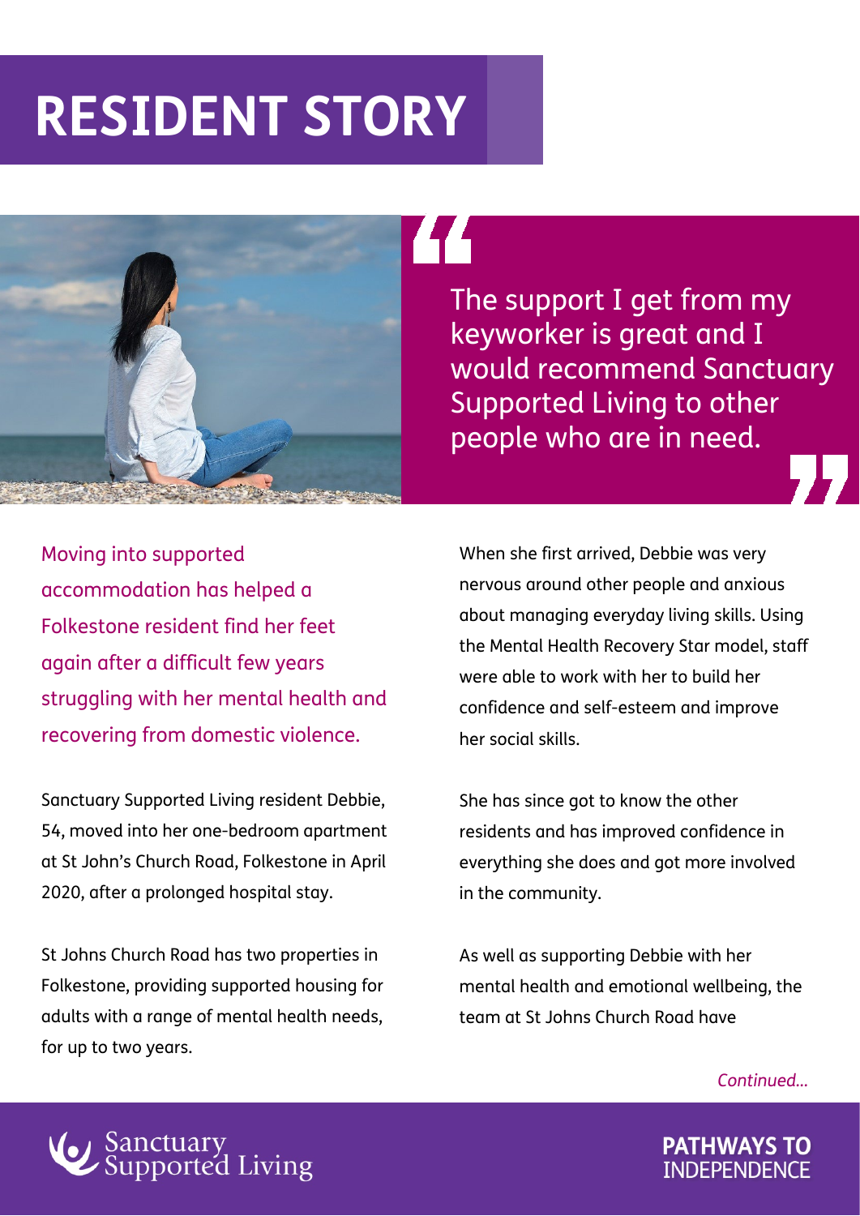# RESIDENT STORY

> The support I get from my keyworker is great and I would recommend Sanctuary Supported Living to other people who are in need.

Moving into supported accommodation has helped a Folkestone resident find her feet again after a difficult few years struggling with her mental health and recovering from domestic violence.

Sanctuary Supported Living resident Debbie, 54, moved into her one-bedroom apartment at St John's Church Road, Folkestone in April 2020, after a prolonged hospital stay.

St Johns Church Road has two properties in Folkestone, providing supported housing for adults with a range of mental health needs, for up to two years.

When she first arrived, Debbie was very nervous around other people and anxious about managing everyday living skills. Using the Mental Health Recovery Star model, staff were able to work with her to build her confidence and self-esteem and improve her social skills.

She has since got to know the other residents and has improved confidence in everything she does and got more involved in the community.

As well as supporting Debbie with her mental health and emotional wellbeing, the team at St Johns Church Road have

*Continued...*

Sanctuary Supported Living

**PATHWAYS TO** INDEPENDENCE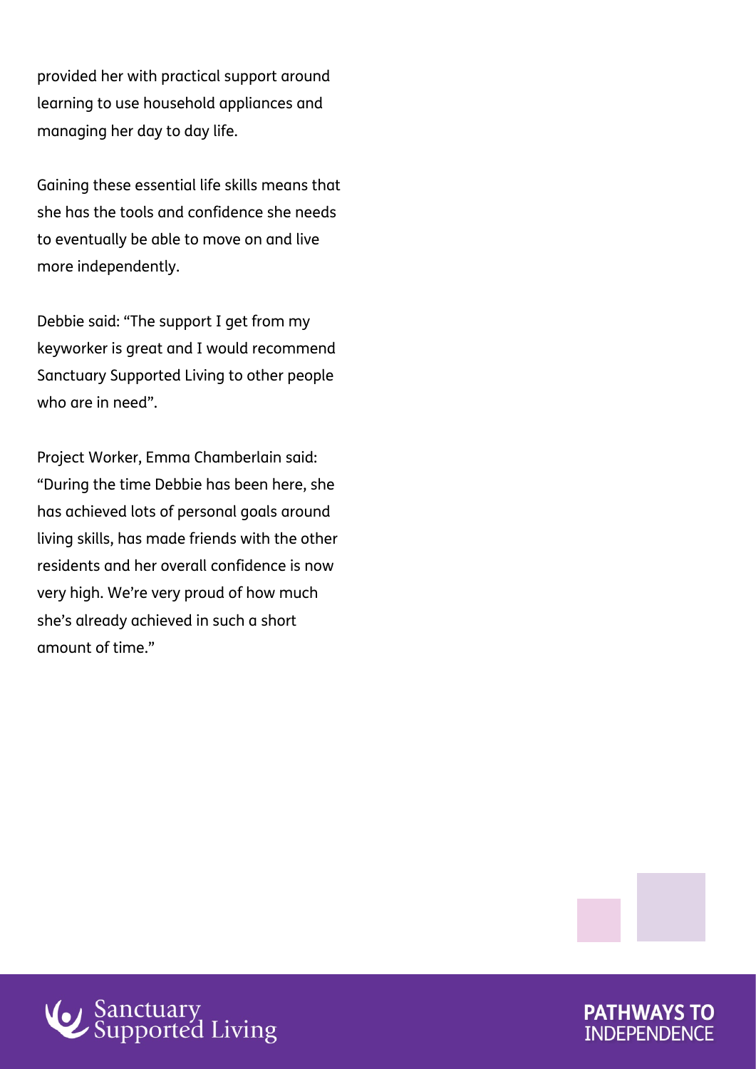provided her with practical support around learning to use household appliances and managing her day to day life.

Gaining these essential life skills means that she has the tools and confidence she needs to eventually be able to move on and live more independently.

Debbie said: “The support I get from my keyworker is great and I would recommend Sanctuary Supported Living to other people who are in need”.

Project Worker, Emma Chamberlain said: “During the time Debbie has been here, she has achieved lots of personal goals around living skills, has made friends with the other residents and her overall confidence is now very high. We’re very proud of how much she’s already achieved in such a short amount of time.”